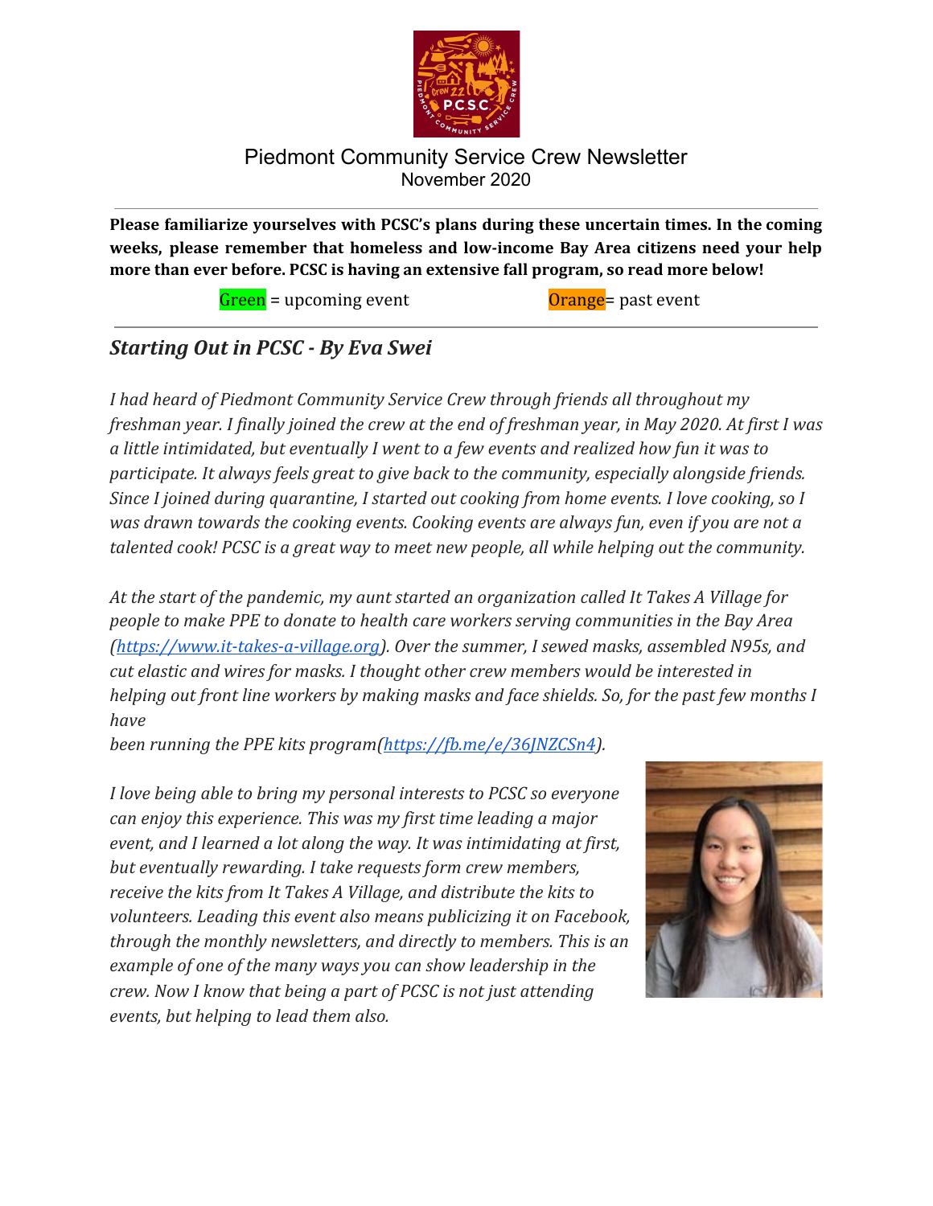# Piedmont Community Service Crew Newsletter

November 2020

**Please familiarize yourselves with PCSC's plans during these uncertain times. In the coming weeks, please remember that homeless and low-income Bay Area citizens need your help more than ever before. PCSC is having an extensive fall program, so read more below!**

Green = upcoming event Orange= past event

## *Starting Out in PCSC - By Eva Swei*

*I had heard of Piedmont Community Service Crew through friends all throughout my freshman year. I finally joined the crew at the end of freshman year, in May 2020. At first I was a little intimidated, but eventually I went to a few events and realized how fun it was to participate. It always feels great to give back to the community, especially alongside friends. Since I joined during quarantine, I started out cooking from home events. I love cooking, so I was drawn towards the cooking events. Cooking events are always fun, even if you are not a talented cook! PCSC is a great way to meet new people, all while helping out the community.*

*At the start of the pandemic, my aunt started an organization called It Takes A Village for people to make PPE to donate to health care workers serving communities in the Bay Area (https://www.it-takes-a-village.org). Over the summer, I sewed masks, assembled N95s, and cut elastic and wires for masks. I thought other crew members would be interested in helping out front line workers by making masks and face shields. So, for the past few months I have been running the PPE kits program(https://fb.me/e/36JNZCSn4).*

*I love being able to bring my personal interests to PCSC so everyone can enjoy this experience. This was my first time leading a major event, and I learned a lot along the way. It was intimidating at first, but eventually rewarding. I take requests form crew members, receive the kits from It Takes A Village, and distribute the kits to volunteers. Leading this event also means publicizing it on Facebook, through the monthly newsletters, and directly to members. This is an example of one of the many ways you can show leadership in the crew. Now I know that being a part of PCSC is not just attending events, but helping to lead them also.*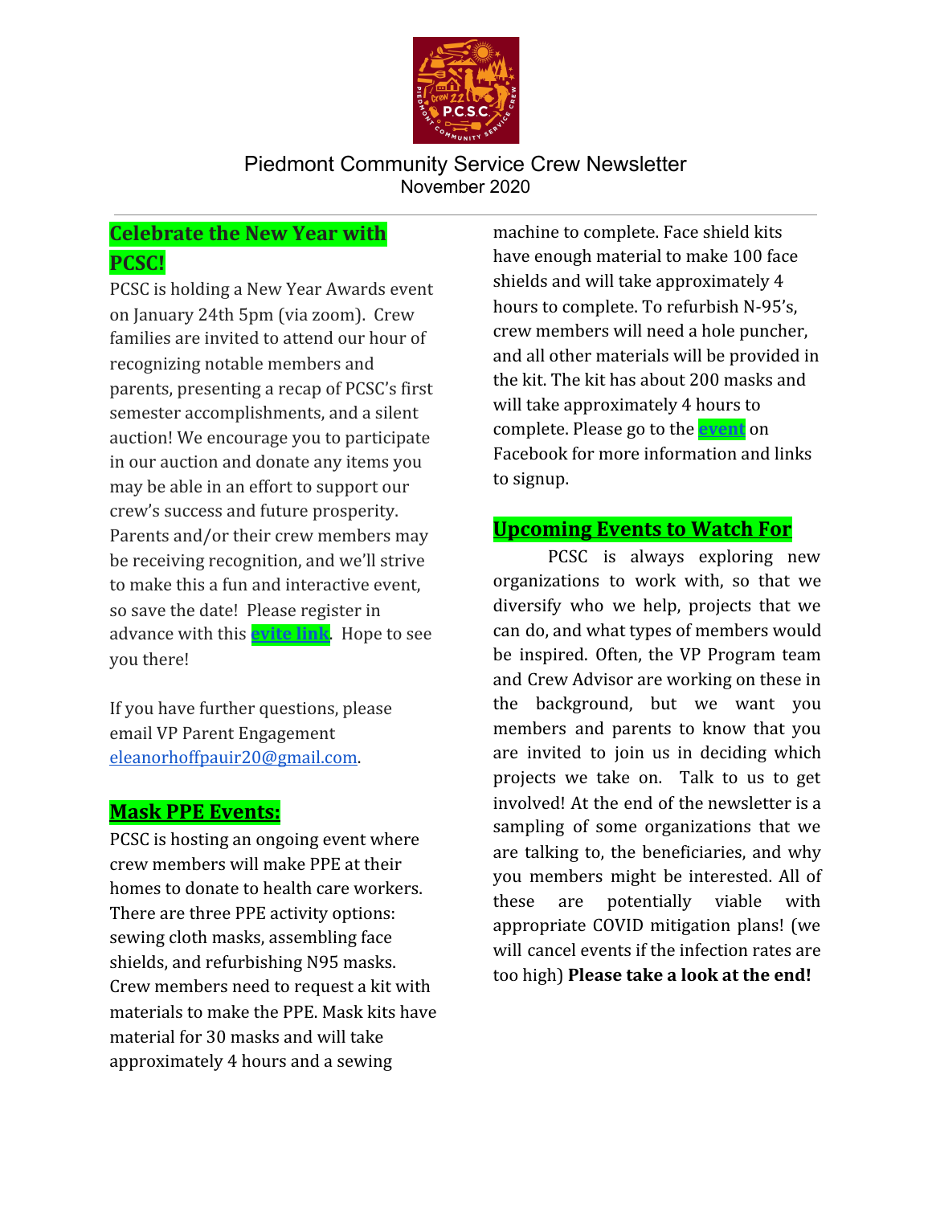# Piedmont Community Service Crew Newsletter

November 2020

## Celebrate the New Year with PCSC!

PCSC is holding a New Year Awards event on January 24th 5pm (via zoom). Crew families are invited to attend our hour of recognizing notable members and parents, presenting a recap of PCSC's first semester accomplishments, and a silent auction! We encourage you to participate in our auction and donate any items you may be able in an effort to support our crew's success and future prosperity. Parents and/or their crew members may be receiving recognition, and we'll strive to make this a fun and interactive event, so save the date! Please register in advance with this **evite link**. Hope to see you there!

If you have further questions, please email VP Parent Engagement eleanorhoffpauir20@gmail.com.

## Mask PPE Events:

PCSC is hosting an ongoing event where crew members will make PPE at their homes to donate to health care workers. There are three PPE activity options: sewing cloth masks, assembling face shields, and refurbishing N95 masks. Crew members need to request a kit with materials to make the PPE. Mask kits have material for 30 masks and will take approximately 4 hours and a sewing machine to complete. Face shield kits have enough material to make 100 face shields and will take approximately 4 hours to complete. To refurbish N-95's, crew members will need a hole puncher, and all other materials will be provided in the kit. The kit has about 200 masks and will take approximately 4 hours to complete. Please go to the **event** on Facebook for more information and links to signup.

## Upcoming Events to Watch For

PCSC is always exploring new organizations to work with, so that we diversify who we help, projects that we can do, and what types of members would be inspired. Often, the VP Program team and Crew Advisor are working on these in the background, but we want you members and parents to know that you are invited to join us in deciding which projects we take on. Talk to us to get involved! At the end of the newsletter is a sampling of some organizations that we are talking to, the beneficiaries, and why you members might be interested. All of these are potentially viable with appropriate COVID mitigation plans! (we will cancel events if the infection rates are too high) **Please take a look at the end!**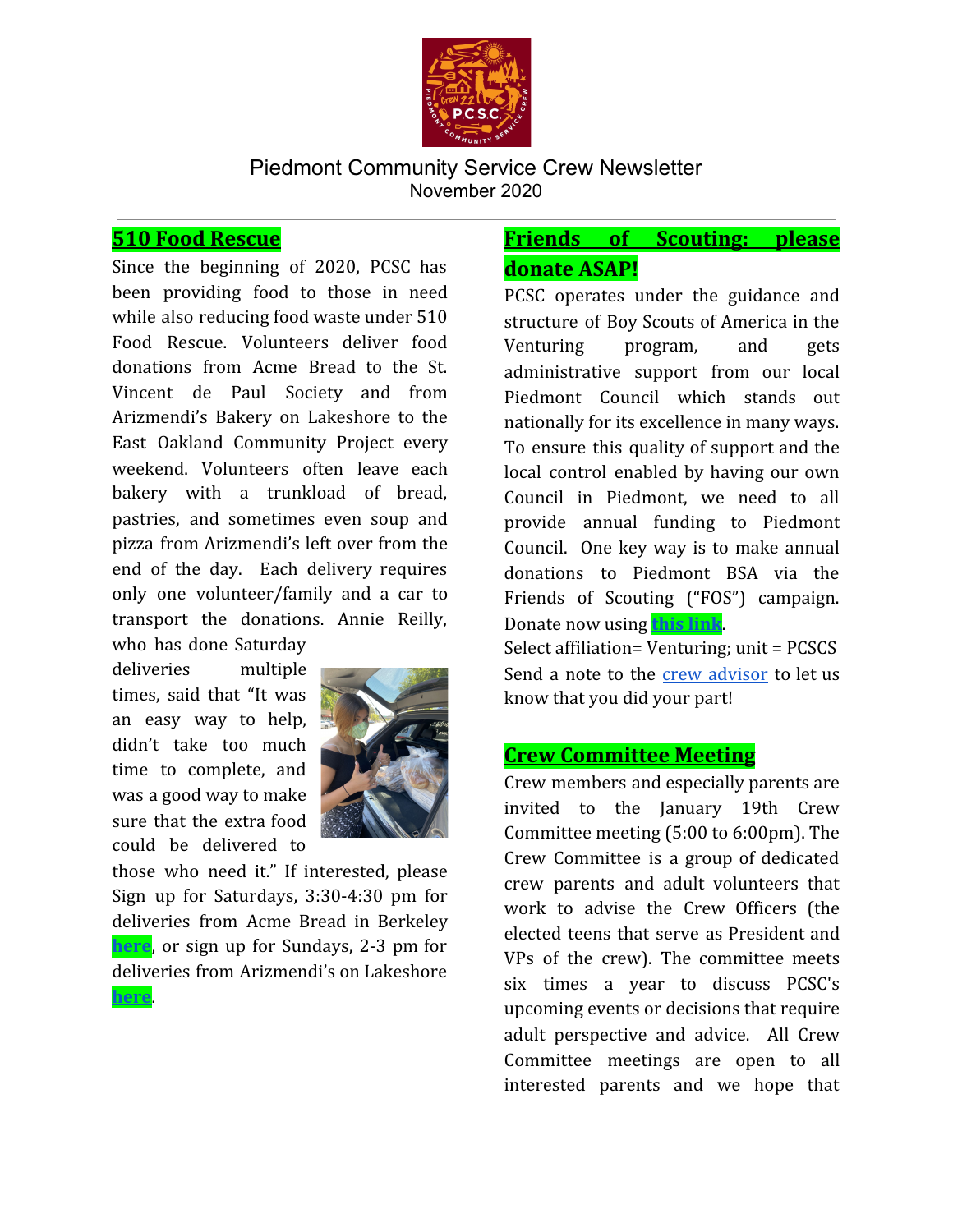# Piedmont Community Service Crew Newsletter

November 2020

## 510 Food Rescue

Since the beginning of 2020, PCSC has been providing food to those in need while also reducing food waste under 510 Food Rescue. Volunteers deliver food donations from Acme Bread to the St. Vincent de Paul Society and from Arizmendi's Bakery on Lakeshore to the East Oakland Community Project every weekend. Volunteers often leave each bakery with a trunkload of bread, pastries, and sometimes even soup and pizza from Arizmendi's left over from the end of the day. Each delivery requires only one volunteer/family and a car to transport the donations. Annie Reilly, who has done Saturday deliveries multiple times, said that "It was an easy way to help, didn't take too much time to complete, and was a good way to make sure that the extra food could be delivered to those who need it." If interested, please Sign up for Saturdays, 3:30-4:30 pm for deliveries from Acme Bread in Berkeley **here**, or sign up for Sundays, 2-3 pm for deliveries from Arizmendi's on Lakeshore **here**.

## Friends of Scouting: please donate ASAP!

PCSC operates under the guidance and structure of Boy Scouts of America in the Venturing program, and gets administrative support from our local Piedmont Council which stands out nationally for its excellence in many ways. To ensure this quality of support and the local control enabled by having our own Council in Piedmont, we need to all provide annual funding to Piedmont Council. One key way is to make annual donations to Piedmont BSA via the Friends of Scouting ("FOS") campaign. Donate now using **this link**.

Select affiliation= Venturing; unit = PCSCS

Send a note to the crew advisor to let us know that you did your part!

## Crew Committee Meeting

Crew members and especially parents are invited to the January 19th Crew Committee meeting (5:00 to 6:00pm). The Crew Committee is a group of dedicated crew parents and adult volunteers that work to advise the Crew Officers (the elected teens that serve as President and VPs of the crew). The committee meets six times a year to discuss PCSC's upcoming events or decisions that require adult perspective and advice. All Crew Committee meetings are open to all interested parents and we hope that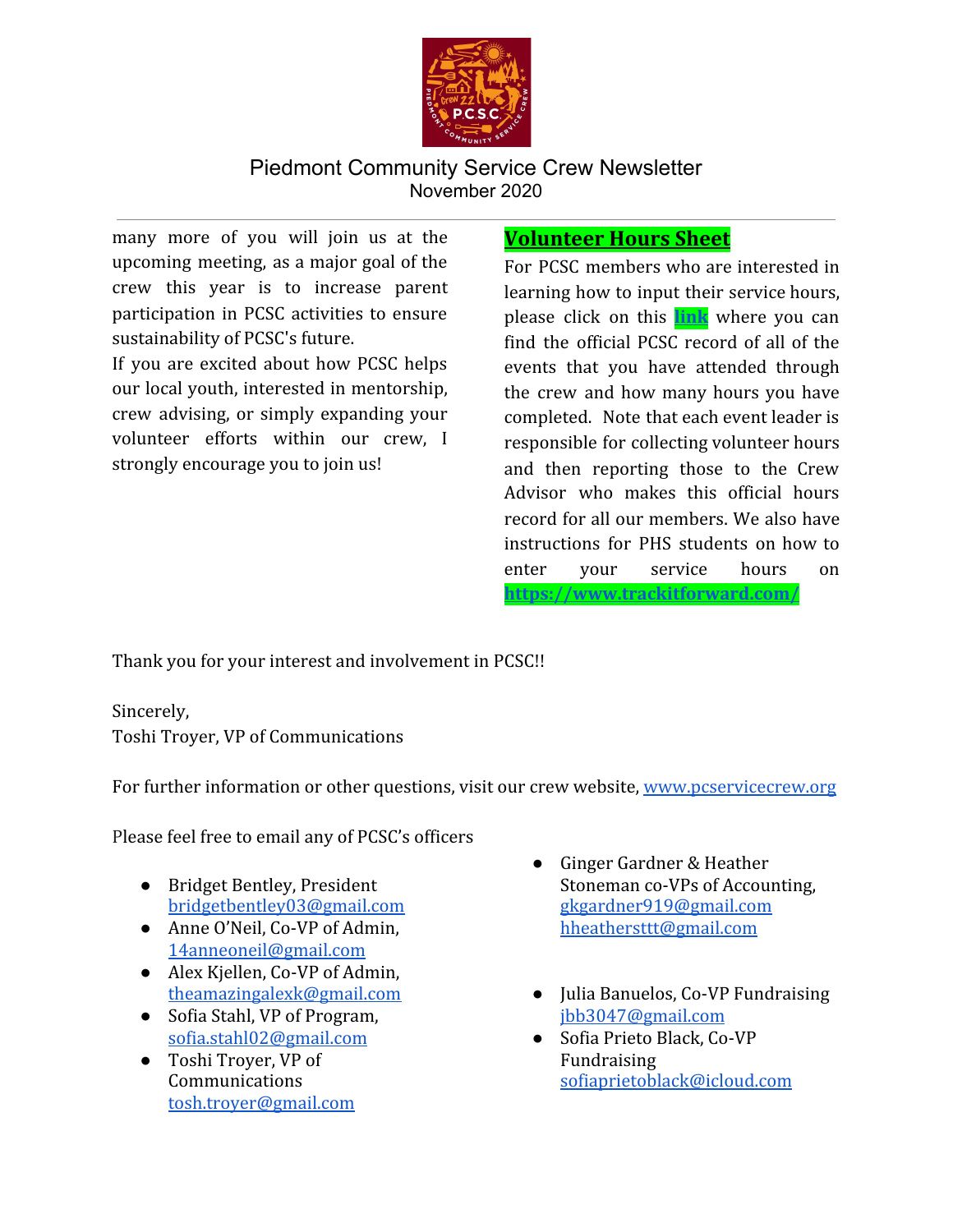many more of you will join us at the upcoming meeting, as a major goal of the crew this year is to increase parent participation in PCSC activities to ensure sustainability of PCSC's future.

If you are excited about how PCSC helps our local youth, interested in mentorship, crew advising, or simply expanding your volunteer efforts within our crew, I strongly encourage you to join us!

## Volunteer Hours Sheet

For PCSC members who are interested in learning how to input their service hours, please click on this **link** where you can find the official PCSC record of all of the events that you have attended through the crew and how many hours you have completed. Note that each event leader is responsible for collecting volunteer hours and then reporting those to the Crew Advisor who makes this official hours record for all our members. We also have instructions for PHS students on how to enter your service hours on **https://www.trackitforward.com/**

Thank you for your interest and involvement in PCSC!!

Sincerely,
Toshi Troyer, VP of Communications

For further information or other questions, visit our crew website, www.pcservicecrew.org

Please feel free to email any of PCSC's officers

- Bridget Bentley, President bridgetbentley03@gmail.com
- Anne O'Neil, Co-VP of Admin, 14anneoneil@gmail.com
- Alex Kjellen, Co-VP of Admin, theamazingalexk@gmail.com
- Sofia Stahl, VP of Program, sofia.stahl02@gmail.com
- Toshi Troyer, VP of Communications tosh.troyer@gmail.com
- Ginger Gardner & Heather Stoneman co-VPs of Accounting, gkgardner919@gmail.com hheathersttt@gmail.com
- Julia Banuelos, Co-VP Fundraising jbb3047@gmail.com
- Sofia Prieto Black, Co-VP Fundraising sofiaprietoblack@icloud.com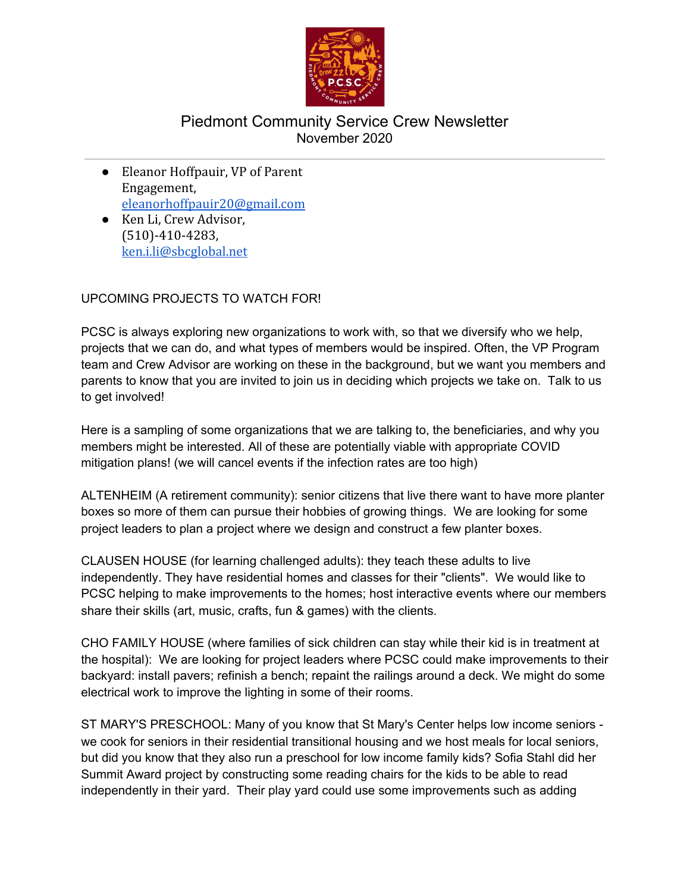Piedmont Community Service Crew Newsletter
November 2020

- Eleanor Hoffpauir, VP of Parent Engagement, eleanorhoffpauir20@gmail.com
- Ken Li, Crew Advisor, (510)-410-4283, ken.i.li@sbcglobal.net

UPCOMING PROJECTS TO WATCH FOR!

PCSC is always exploring new organizations to work with, so that we diversify who we help, projects that we can do, and what types of members would be inspired. Often, the VP Program team and Crew Advisor are working on these in the background, but we want you members and parents to know that you are invited to join us in deciding which projects we take on. Talk to us to get involved!

Here is a sampling of some organizations that we are talking to, the beneficiaries, and why you members might be interested. All of these are potentially viable with appropriate COVID mitigation plans! (we will cancel events if the infection rates are too high)

ALTENHEIM (A retirement community): senior citizens that live there want to have more planter boxes so more of them can pursue their hobbies of growing things. We are looking for some project leaders to plan a project where we design and construct a few planter boxes.

CLAUSEN HOUSE (for learning challenged adults): they teach these adults to live independently. They have residential homes and classes for their "clients". We would like to PCSC helping to make improvements to the homes; host interactive events where our members share their skills (art, music, crafts, fun & games) with the clients.

CHO FAMILY HOUSE (where families of sick children can stay while their kid is in treatment at the hospital): We are looking for project leaders where PCSC could make improvements to their backyard: install pavers; refinish a bench; repaint the railings around a deck. We might do some electrical work to improve the lighting in some of their rooms.

ST MARY'S PRESCHOOL: Many of you know that St Mary's Center helps low income seniors - we cook for seniors in their residential transitional housing and we host meals for local seniors, but did you know that they also run a preschool for low income family kids? Sofia Stahl did her Summit Award project by constructing some reading chairs for the kids to be able to read independently in their yard. Their play yard could use some improvements such as adding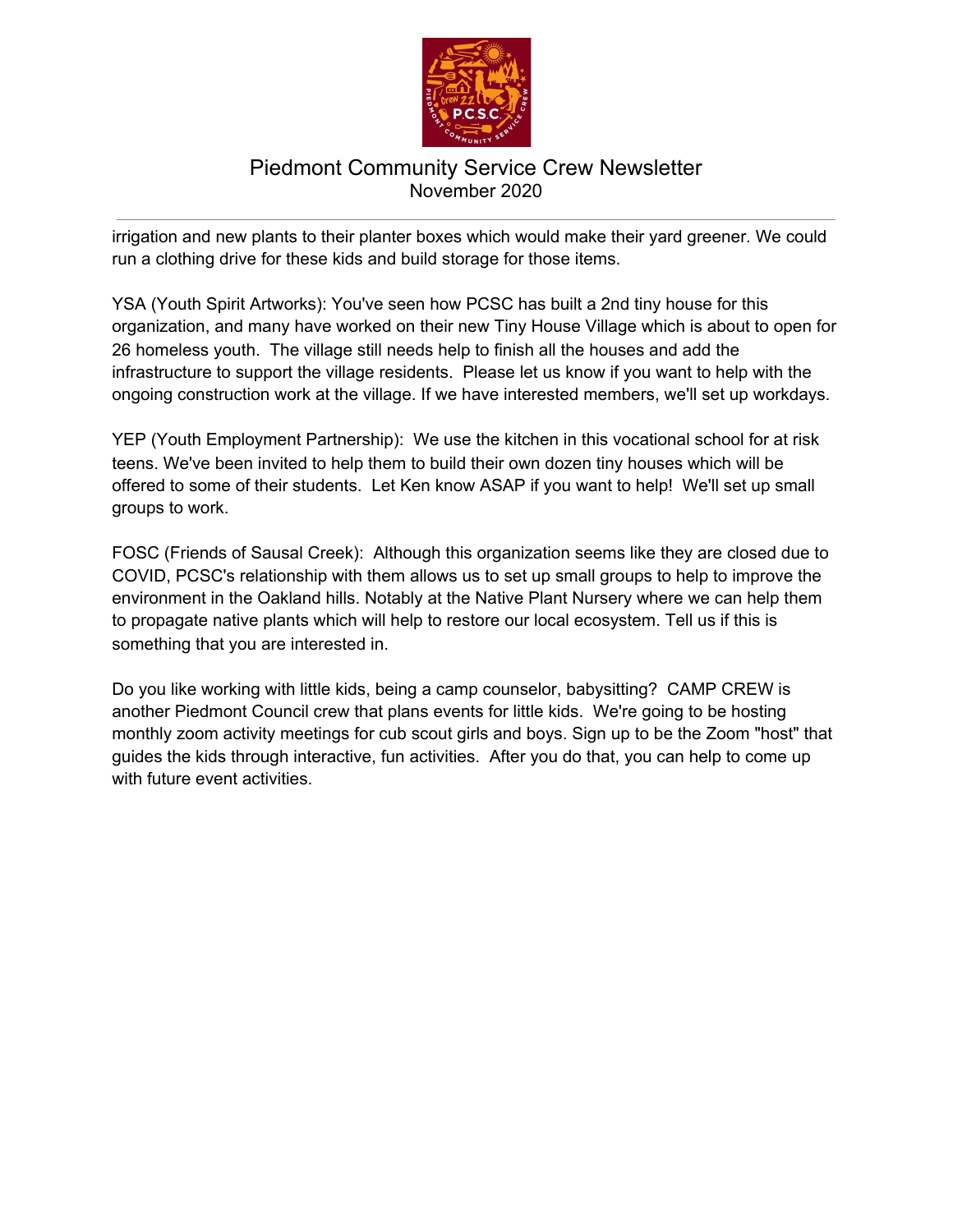irrigation and new plants to their planter boxes which would make their yard greener. We could run a clothing drive for these kids and build storage for those items.

YSA (Youth Spirit Artworks): You've seen how PCSC has built a 2nd tiny house for this organization, and many have worked on their new Tiny House Village which is about to open for 26 homeless youth. The village still needs help to finish all the houses and add the infrastructure to support the village residents. Please let us know if you want to help with the ongoing construction work at the village. If we have interested members, we'll set up workdays.

YEP (Youth Employment Partnership): We use the kitchen in this vocational school for at risk teens. We've been invited to help them to build their own dozen tiny houses which will be offered to some of their students. Let Ken know ASAP if you want to help! We'll set up small groups to work.

FOSC (Friends of Sausal Creek): Although this organization seems like they are closed due to COVID, PCSC's relationship with them allows us to set up small groups to help to improve the environment in the Oakland hills. Notably at the Native Plant Nursery where we can help them to propagate native plants which will help to restore our local ecosystem. Tell us if this is something that you are interested in.

Do you like working with little kids, being a camp counselor, babysitting? CAMP CREW is another Piedmont Council crew that plans events for little kids. We're going to be hosting monthly zoom activity meetings for cub scout girls and boys. Sign up to be the Zoom "host" that guides the kids through interactive, fun activities. After you do that, you can help to come up with future event activities.